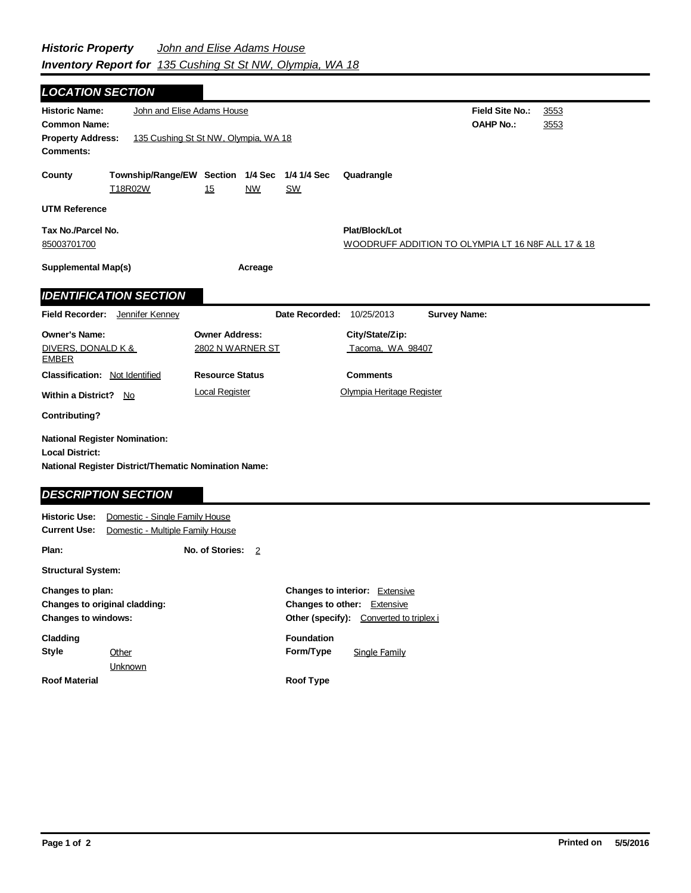***Historic Property*** *John and Elise Adams House*
***Inventory Report for*** *135 Cushing St St NW, Olympia, WA 18*

## *LOCATION SECTION*

**Historic Name:** John and Elise Adams House
**Common Name:**
**Property Address:** 135 Cushing St St NW, Olympia, WA 18
**Comments:**

**Field Site No.:** 3553
**OAHP No.:** 3553

| County | Township/Range/EW | Section | 1/4 Sec | 1/4 1/4 Sec | Quadrangle |
|---|---|---|---|---|---|
| | T18R02W | 15 | NW | SW | |

**UTM Reference**

**Tax No./Parcel No.**
85003701700

**Plat/Block/Lot**
WOODRUFF ADDITION TO OLYMPIA LT 16 N8F ALL 17 & 18

**Supplemental Map(s)** **Acreage**

## *IDENTIFICATION SECTION*

**Field Recorder:** Jennifer Kenney **Date Recorded:** 10/25/2013 **Survey Name:**

| Owner's Name: | Owner Address: | City/State/Zip: |
|---|---|---|
| DIVERS, DONALD K & EMBER | 2802 N WARNER ST | Tacoma, WA 98407 |

**Classification:** Not Identified
**Within a District?** No
**Contributing?**

| Resource Status | Comments |
|---|---|
| Local Register | Olympia Heritage Register |

**National Register Nomination:**
**Local District:**
**National Register District/Thematic Nomination Name:**

## *DESCRIPTION SECTION*

**Historic Use:** Domestic - Single Family House
**Current Use:** Domestic - Multiple Family House

**Plan:** **No. of Stories:** 2

**Structural System:**

**Changes to plan:**
**Changes to original cladding:**
**Changes to windows:**

**Changes to interior:** Extensive
**Changes to other:** Extensive
**Other (specify):** Converted to triplex i

**Cladding**
**Style** Other
Unknown

**Foundation**
**Form/Type** Single Family

**Roof Material**

**Roof Type**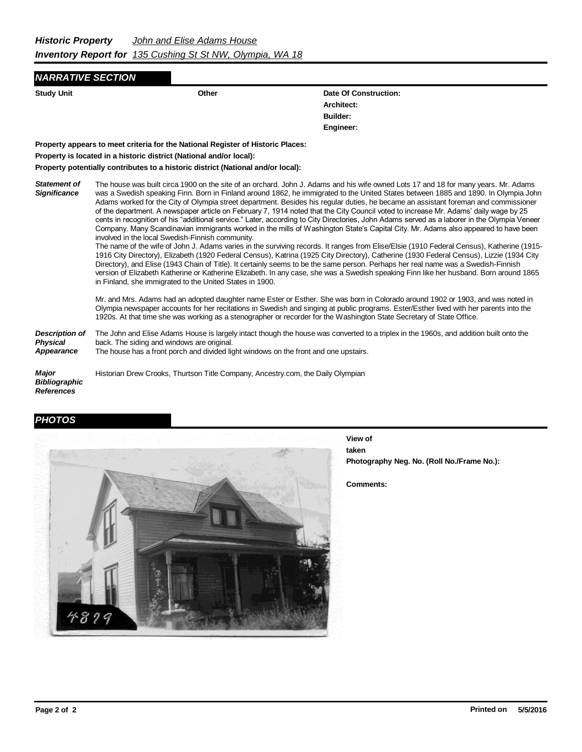***Historic Property Inventory Report for*** *John and Elise Adams House*
*135 Cushing St St NW, Olympia, WA 18*

## NARRATIVE SECTION

**Study Unit** Other

**Date Of Construction:**
**Architect:**
**Builder:**
**Engineer:**

**Property appears to meet criteria for the National Register of Historic Places:**

**Property is located in a historic district (National and/or local):**

**Property potentially contributes to a historic district (National and/or local):**

***Statement of Significance***

The house was built circa 1900 on the site of an orchard. John J. Adams and his wife owned Lots 17 and 18 for many years. Mr. Adams was a Swedish speaking Finn. Born in Finland around 1862, he immigrated to the United States between 1885 and 1890. In Olympia John Adams worked for the City of Olympia street department. Besides his regular duties, he became an assistant foreman and commissioner of the department. A newspaper article on February 7, 1914 noted that the City Council voted to increase Mr. Adams' daily wage by 25 cents in recognition of his "additional service." Later, according to City Directories, John Adams served as a laborer in the Olympia Veneer Company. Many Scandinavian immigrants worked in the mills of Washington State's Capital City. Mr. Adams also appeared to have been involved in the local Swedish-Finnish community.

The name of the wife of John J. Adams varies in the surviving records. It ranges from Elise/Elsie (1910 Federal Census), Katherine (1915-1916 City Directory), Elizabeth (1920 Federal Census), Katrina (1925 City Directory), Catherine (1930 Federal Census), Lizzie (1934 City Directory), and Elise (1943 Chain of Title). It certainly seems to be the same person. Perhaps her real name was a Swedish-Finnish version of Elizabeth Katherine or Katherine Elizabeth. In any case, she was a Swedish speaking Finn like her husband. Born around 1865 in Finland, she immigrated to the United States in 1900.

Mr. and Mrs. Adams had an adopted daughter name Ester or Esther. She was born in Colorado around 1902 or 1903, and was noted in Olympia newspaper accounts for her recitations in Swedish and singing at public programs. Ester/Esther lived with her parents into the 1920s. At that time she was working as a stenographer or recorder for the Washington State Secretary of State Office.

***Description of Physical Appearance***

The John and Elise Adams House is largely intact though the house was converted to a triplex in the 1960s, and addition built onto the back. The siding and windows are original.
The house has a front porch and divided light windows on the front and one upstairs.

***Major Bibliographic References***

Historian Drew Crooks, Thurtson Title Company, Ancestry.com, the Daily Olympian

## PHOTOS

4879

**View of**
**taken**
**Photography Neg. No. (Roll No./Frame No.):**

**Comments:**